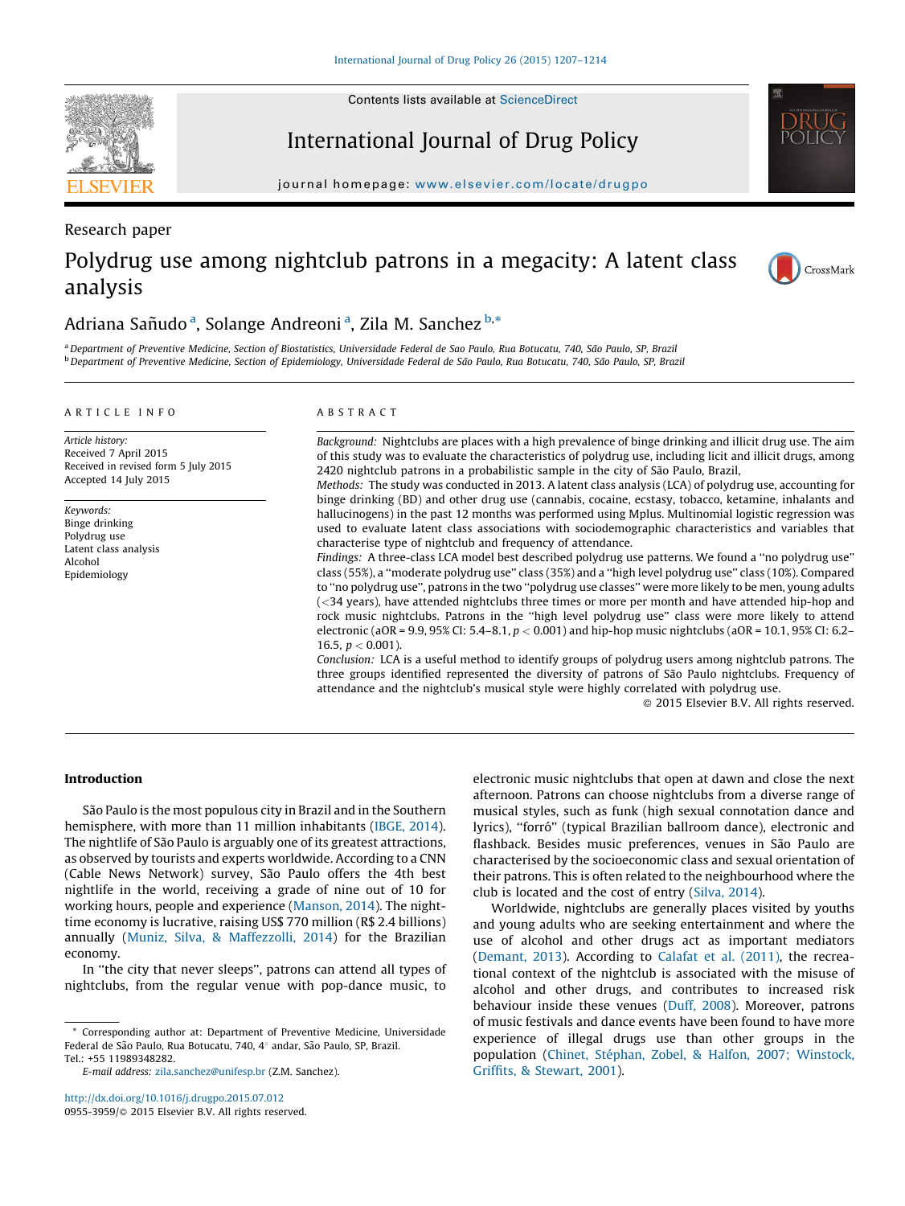Research paper

# Polydrug use among nightclub patrons in a megacity: A latent class analysis

Adriana Sañudo [a], Solange Andreoni [a], Zila M. Sanchez [b,*]

[a] Department of Preventive Medicine, Section of Biostatistics, Universidade Federal de Sao Paulo, Rua Botucatu, 740, São Paulo, SP, Brazil
[b] Department of Preventive Medicine, Section of Epidemiology, Universidade Federal de São Paulo, Rua Botucatu, 740, São Paulo, SP, Brazil

**ARTICLE INFO**

*Article history:*
Received 7 April 2015
Received in revised form 5 July 2015
Accepted 14 July 2015

*Keywords:*
Binge drinking
Polydrug use
Latent class analysis
Alcohol
Epidemiology

**ABSTRACT**

*Background:* Nightclubs are places with a high prevalence of binge drinking and illicit drug use. The aim of this study was to evaluate the characteristics of polydrug use, including licit and illicit drugs, among 2420 nightclub patrons in a probabilistic sample in the city of São Paulo, Brazil,

*Methods:* The study was conducted in 2013. A latent class analysis (LCA) of polydrug use, accounting for binge drinking (BD) and other drug use (cannabis, cocaine, ecstasy, tobacco, ketamine, inhalants and hallucinogens) in the past 12 months was performed using Mplus. Multinomial logistic regression was used to evaluate latent class associations with sociodemographic characteristics and variables that characterise type of nightclub and frequency of attendance.

*Findings:* A three-class LCA model best described polydrug use patterns. We found a "no polydrug use" class (55%), a "moderate polydrug use" class (35%) and a "high level polydrug use" class (10%). Compared to "no polydrug use", patrons in the two "polydrug use classes" were more likely to be men, young adults (<34 years), have attended nightclubs three times or more per month and have attended hip-hop and rock music nightclubs. Patrons in the "high level polydrug use" class were more likely to attend electronic (aOR = 9.9, 95% CI: 5.4–8.1, $p < 0.001$) and hip-hop music nightclubs (aOR = 10.1, 95% CI: 6.2–16.5, $p < 0.001$).

*Conclusion:* LCA is a useful method to identify groups of polydrug users among nightclub patrons. The three groups identified represented the diversity of patrons of São Paulo nightclubs. Frequency of attendance and the nightclub's musical style were highly correlated with polydrug use.

© 2015 Elsevier B.V. All rights reserved.

## Introduction

São Paulo is the most populous city in Brazil and in the Southern hemisphere, with more than 11 million inhabitants (IBGE, 2014). The nightlife of São Paulo is arguably one of its greatest attractions, as observed by tourists and experts worldwide. According to a CNN (Cable News Network) survey, São Paulo offers the 4th best nightlife in the world, receiving a grade of nine out of 10 for working hours, people and experience (Manson, 2014). The nighttime economy is lucrative, raising US$ 770 million (R$ 2.4 billions) annually (Muniz, Silva, & Maffezzoli, 2014) for the Brazilian economy.

In "the city that never sleeps", patrons can attend all types of nightclubs, from the regular venue with pop-dance music, to electronic music nightclubs that open at dawn and close the next afternoon. Patrons can choose nightclubs from a diverse range of musical styles, such as funk (high sexual connotation dance and lyrics), "forró" (typical Brazilian ballroom dance), electronic and flashback. Besides music preferences, venues in São Paulo are characterised by the socioeconomic class and sexual orientation of their patrons. This is often related to the neighbourhood where the club is located and the cost of entry (Silva, 2014).

Worldwide, nightclubs are generally places visited by youths and young adults who are seeking entertainment and where the use of alcohol and other drugs act as important mediators (Demant, 2013). According to Calafat et al. (2011), the recreational context of the nightclub is associated with the misuse of alcohol and other drugs, and contributes to increased risk behaviour inside these venues (Duff, 2008). Moreover, patrons of music festivals and dance events have been found to have more experience of illegal drugs use than other groups in the population (Chinet, Stéphan, Zobel, & Halfon, 2007; Winstock, Griffits, & Stewart, 2001).

* Corresponding author at: Department of Preventive Medicine, Universidade Federal de São Paulo, Rua Botucatu, 740, 4° andar, São Paulo, SP, Brazil. Tel.: +55 11989348282.
E-mail address: zila.sanchez@unifesp.br (Z.M. Sanchez).

http://dx.doi.org/10.1016/j.drugpo.2015.07.012
0955-3959/© 2015 Elsevier B.V. All rights reserved.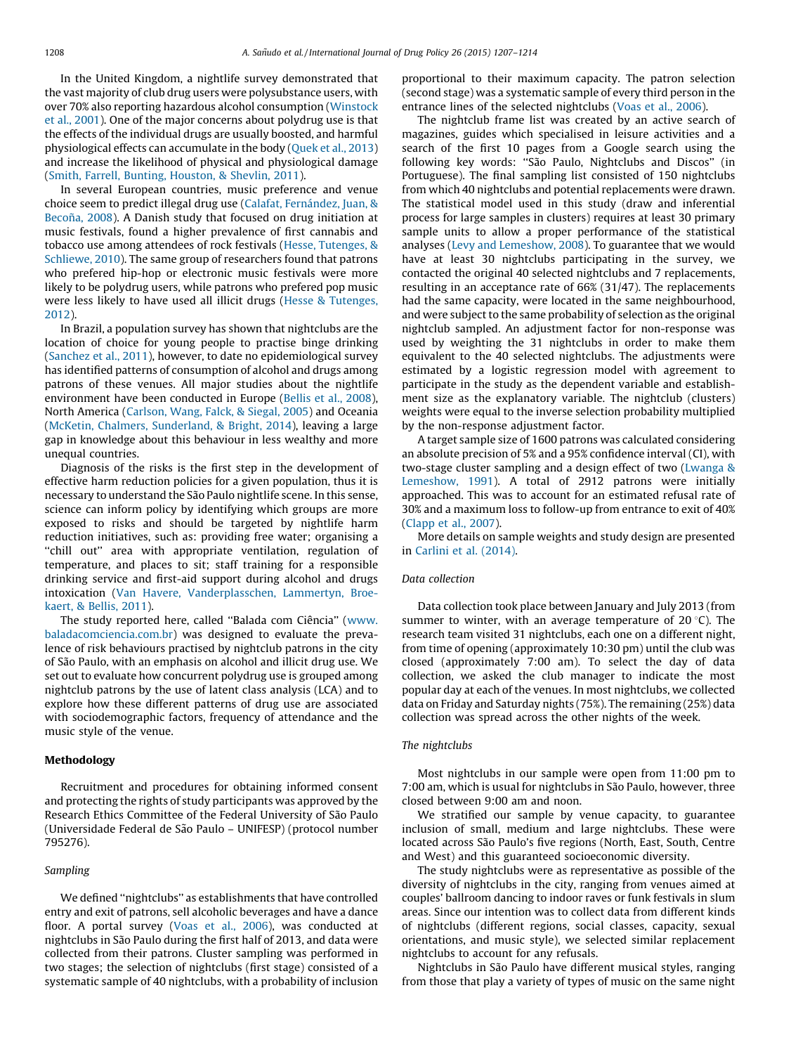In the United Kingdom, a nightlife survey demonstrated that the vast majority of club drug users were polysubstance users, with over 70% also reporting hazardous alcohol consumption (Winstock et al., 2001). One of the major concerns about polydrug use is that the effects of the individual drugs are usually boosted, and harmful physiological effects can accumulate in the body (Quek et al., 2013) and increase the likelihood of physical and physiological damage (Smith, Farrell, Bunting, Houston, & Shevlin, 2011).

In several European countries, music preference and venue choice seem to predict illegal drug use (Calafat, Fernández, Juan, & Becoña, 2008). A Danish study that focused on drug initiation at music festivals, found a higher prevalence of first cannabis and tobacco use among attendees of rock festivals (Hesse, Tutenges, & Schliewe, 2010). The same group of researchers found that patrons who prefered hip-hop or electronic music festivals were more likely to be polydrug users, while patrons who prefered pop music were less likely to have used all illicit drugs (Hesse & Tutenges, 2012).

In Brazil, a population survey has shown that nightclubs are the location of choice for young people to practise binge drinking (Sanchez et al., 2011), however, to date no epidemiological survey has identified patterns of consumption of alcohol and drugs among patrons of these venues. All major studies about the nightlife environment have been conducted in Europe (Bellis et al., 2008), North America (Carlson, Wang, Falck, & Siegal, 2005) and Oceania (McKetin, Chalmers, Sunderland, & Bright, 2014), leaving a large gap in knowledge about this behaviour in less wealthy and more unequal countries.

Diagnosis of the risks is the first step in the development of effective harm reduction policies for a given population, thus it is necessary to understand the São Paulo nightlife scene. In this sense, science can inform policy by identifying which groups are more exposed to risks and should be targeted by nightlife harm reduction initiatives, such as: providing free water; organising a "chill out" area with appropriate ventilation, regulation of temperature, and places to sit; staff training for a responsible drinking service and first-aid support during alcohol and drugs intoxication (Van Havere, Vanderplasschen, Lammertyn, Broekaert, & Bellis, 2011).

The study reported here, called "Balada com Ciência" (www.baladacomciencia.com.br) was designed to evaluate the prevalence of risk behaviours practised by nightclub patrons in the city of São Paulo, with an emphasis on alcohol and illicit drug use. We set out to evaluate how concurrent polydrug use is grouped among nightclub patrons by the use of latent class analysis (LCA) and to explore how these different patterns of drug use are associated with sociodemographic factors, frequency of attendance and the music style of the venue.

## Methodology

Recruitment and procedures for obtaining informed consent and protecting the rights of study participants was approved by the Research Ethics Committee of the Federal University of São Paulo (Universidade Federal de São Paulo – UNIFESP) (protocol number 795276).

### *Sampling*

We defined "nightclubs" as establishments that have controlled entry and exit of patrons, sell alcoholic beverages and have a dance floor. A portal survey (Voas et al., 2006), was conducted at nightclubs in São Paulo during the first half of 2013, and data were collected from their patrons. Cluster sampling was performed in two stages; the selection of nightclubs (first stage) consisted of a systematic sample of 40 nightclubs, with a probability of inclusion proportional to their maximum capacity. The patron selection (second stage) was a systematic sample of every third person in the entrance lines of the selected nightclubs (Voas et al., 2006).

The nightclub frame list was created by an active search of magazines, guides which specialised in leisure activities and a search of the first 10 pages from a Google search using the following key words: "São Paulo, Nightclubs and Discos" (in Portuguese). The final sampling list consisted of 150 nightclubs from which 40 nightclubs and potential replacements were drawn. The statistical model used in this study (draw and inferential process for large samples in clusters) requires at least 30 primary sample units to allow a proper performance of the statistical analyses (Levy and Lemeshow, 2008). To guarantee that we would have at least 30 nightclubs participating in the survey, we contacted the original 40 selected nightclubs and 7 replacements, resulting in an acceptance rate of 66% (31/47). The replacements had the same capacity, were located in the same neighbourhood, and were subject to the same probability of selection as the original nightclub sampled. An adjustment factor for non-response was used by weighting the 31 nightclubs in order to make them equivalent to the 40 selected nightclubs. The adjustments were estimated by a logistic regression model with agreement to participate in the study as the dependent variable and establishment size as the explanatory variable. The nightclub (clusters) weights were equal to the inverse selection probability multiplied by the non-response adjustment factor.

A target sample size of 1600 patrons was calculated considering an absolute precision of 5% and a 95% confidence interval (CI), with two-stage cluster sampling and a design effect of two (Lwanga & Lemeshow, 1991). A total of 2912 patrons were initially approached. This was to account for an estimated refusal rate of 30% and a maximum loss to follow-up from entrance to exit of 40% (Clapp et al., 2007).

More details on sample weights and study design are presented in Carlini et al. (2014).

### *Data collection*

Data collection took place between January and July 2013 (from summer to winter, with an average temperature of 20 °C). The research team visited 31 nightclubs, each one on a different night, from time of opening (approximately 10:30 pm) until the club was closed (approximately 7:00 am). To select the day of data collection, we asked the club manager to indicate the most popular day at each of the venues. In most nightclubs, we collected data on Friday and Saturday nights (75%). The remaining (25%) data collection was spread across the other nights of the week.

### *The nightclubs*

Most nightclubs in our sample were open from 11:00 pm to 7:00 am, which is usual for nightclubs in São Paulo, however, three closed between 9:00 am and noon.

We stratified our sample by venue capacity, to guarantee inclusion of small, medium and large nightclubs. These were located across São Paulo's five regions (North, East, South, Centre and West) and this guaranteed socioeconomic diversity.

The study nightclubs were as representative as possible of the diversity of nightclubs in the city, ranging from venues aimed at couples' ballroom dancing to indoor raves or funk festivals in slum areas. Since our intention was to collect data from different kinds of nightclubs (different regions, social classes, capacity, sexual orientations, and music style), we selected similar replacement nightclubs to account for any refusals.

Nightclubs in São Paulo have different musical styles, ranging from those that play a variety of types of music on the same night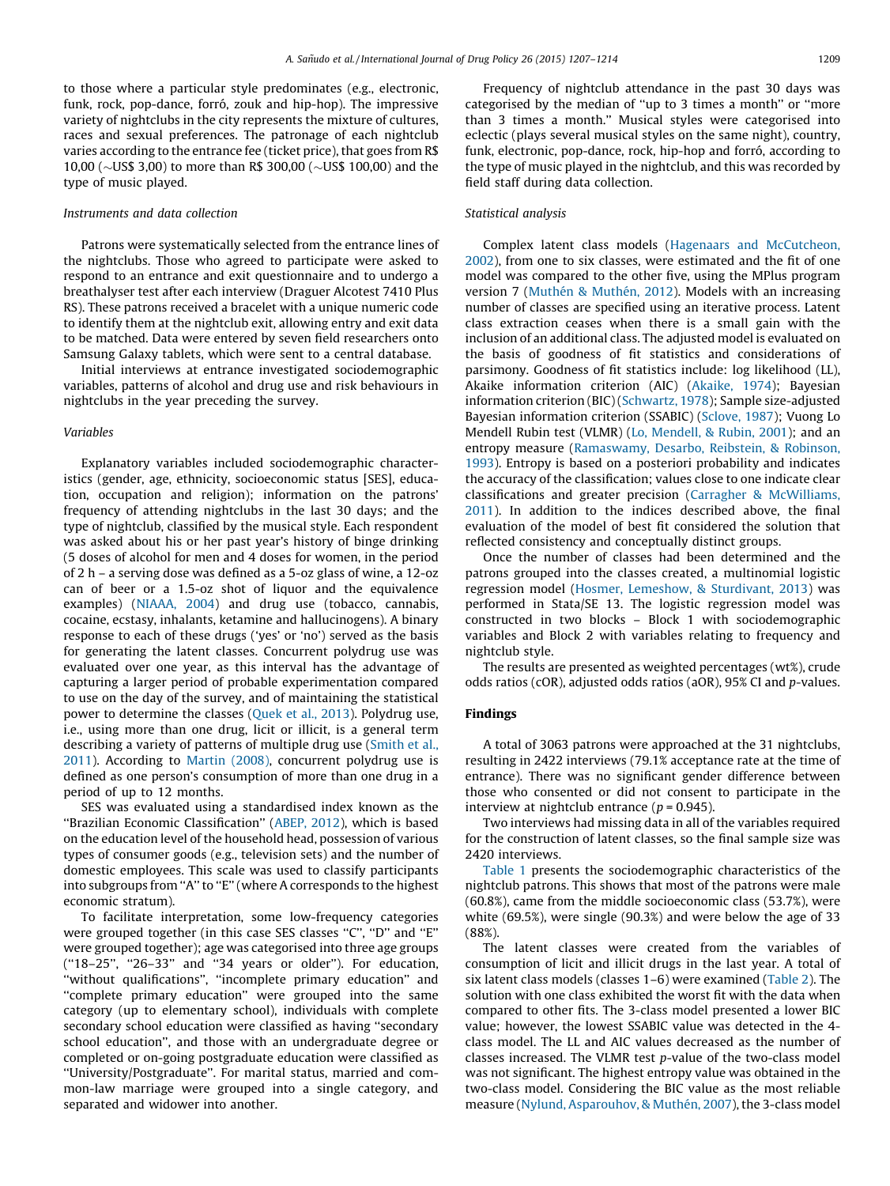to those where a particular style predominates (e.g., electronic, funk, rock, pop-dance, forró, zouk and hip-hop). The impressive variety of nightclubs in the city represents the mixture of cultures, races and sexual preferences. The patronage of each nightclub varies according to the entrance fee (ticket price), that goes from R$ 10,00 (∼US$ 3,00) to more than R$ 300,00 (∼US$ 100,00) and the type of music played.

### Instruments and data collection

Patrons were systematically selected from the entrance lines of the nightclubs. Those who agreed to participate were asked to respond to an entrance and exit questionnaire and to undergo a breathalyser test after each interview (Drager Alcotest 7410 Plus RS). These patrons received a bracelet with a unique numeric code to identify them at the nightclub exit, allowing entry and exit data to be matched. Data were entered by seven field researchers onto Samsung Galaxy tablets, which were sent to a central database.

Initial interviews at entrance investigated sociodemographic variables, patterns of alcohol and drug use and risk behaviours in nightclubs in the year preceding the survey.

### Variables

Explanatory variables included sociodemographic characteristics (gender, age, ethnicity, socioeconomic status [SES], education, occupation and religion); information on the patrons' frequency of attending nightclubs in the last 30 days; and the type of nightclub, classified by the musical style. Each respondent was asked about his or her past year's history of binge drinking (5 doses of alcohol for men and 4 doses for women, in the period of 2 h – a serving dose was defined as a 5-oz glass of wine, a 12-oz can of beer or a 1.5-oz shot of liquor and the equivalence examples) (NIAAA, 2004) and drug use (tobacco, cannabis, cocaine, ecstasy, inhalants, ketamine and hallucinogens). A binary response to each of these drugs ('yes' or 'no') served as the basis for generating the latent classes. Concurrent polydrug use was evaluated over one year, as this interval has the advantage of capturing a larger period of probable experimentation compared to use on the day of the survey, and of maintaining the statistical power to determine the classes (Quek et al., 2013). Polydrug use, i.e., using more than one drug, licit or illicit, is a general term describing a variety of patterns of multiple drug use (Smith et al., 2011). According to Martin (2008), concurrent polydrug use is defined as one person's consumption of more than one drug in a period of up to 12 months.

SES was evaluated using a standardised index known as the "Brazilian Economic Classification" (ABEP, 2012), which is based on the education level of the household head, possession of various types of consumer goods (e.g., television sets) and the number of domestic employees. This scale was used to classify participants into subgroups from "A" to "E" (where A corresponds to the highest economic stratum).

To facilitate interpretation, some low-frequency categories were grouped together (in this case SES classes "C", "D" and "E" were grouped together); age was categorised into three age groups ("18–25", "26–33" and "34 years or older"). For education, "without qualifications", "incomplete primary education" and "complete primary education" were grouped into the same category (up to elementary school), individuals with complete secondary school education were classified as having "secondary school education", and those with an undergraduate degree or completed or on-going postgraduate education were classified as "University/Postgraduate". For marital status, married and common-law marriage were grouped into a single category, and separated and widower into another.

Frequency of nightclub attendance in the past 30 days was categorised by the median of "up to 3 times a month" or "more than 3 times a month." Musical styles were categorised into eclectic (plays several musical styles on the same night), country, funk, electronic, pop-dance, rock, hip-hop and forró, according to the type of music played in the nightclub, and this was recorded by field staff during data collection.

### Statistical analysis

Complex latent class models (Hagenaars and McCutcheon, 2002), from one to six classes, were estimated and the fit of one model was compared to the other five, using the MPlus program version 7 (Muthén & Muthén, 2012). Models with an increasing number of classes are specified using an iterative process. Latent class extraction ceases when there is a small gain with the inclusion of an additional class. The adjusted model is evaluated on the basis of goodness of fit statistics and considerations of parsimony. Goodness of fit statistics include: log likelihood (LL), Akaike information criterion (AIC) (Akaike, 1974); Bayesian information criterion (BIC) (Schwartz, 1978); Sample size-adjusted Bayesian information criterion (SSABIC) (Sclove, 1987); Vuong Lo Mendell Rubin test (VLMR) (Lo, Mendell, & Rubin, 2001); and an entropy measure (Ramaswamy, Desarbo, Reibstein, & Robinson, 1993). Entropy is based on a posteriori probability and indicates the accuracy of the classification; values close to one indicate clear classifications and greater precision (Carragher & McWilliams, 2011). In addition to the indices described above, the final evaluation of the model of best fit considered the solution that reflected consistency and conceptually distinct groups.

Once the number of classes had been determined and the patrons grouped into the classes created, a multinomial logistic regression model (Hosmer, Lemeshow, & Sturdivant, 2013) was performed in Stata/SE 13. The logistic regression model was constructed in two blocks – Block 1 with sociodemographic variables and Block 2 with variables relating to frequency and nightclub style.

The results are presented as weighted percentages (wt%), crude odds ratios (cOR), adjusted odds ratios (aOR), 95% CI and $p$-values.

## Findings

A total of 3063 patrons were approached at the 31 nightclubs, resulting in 2422 interviews (79.1% acceptance rate at the time of entrance). There was no significant gender difference between those who consented or did not consent to participate in the interview at nightclub entrance ($p = 0.945$).

Two interviews had missing data in all of the variables required for the construction of latent classes, so the final sample size was 2420 interviews.

Table 1 presents the sociodemographic characteristics of the nightclub patrons. This shows that most of the patrons were male (60.8%), came from the middle socioeconomic class (53.7%), were white (69.5%), were single (90.3%) and were below the age of 33 (88%).

The latent classes were created from the variables of consumption of licit and illicit drugs in the last year. A total of six latent class models (classes 1–6) were examined (Table 2). The solution with one class exhibited the worst fit with the data when compared to other fits. The 3-class model presented a lower BIC value; however, the lowest SSABIC value was detected in the 4-class model. The LL and AIC values decreased as the number of classes increased. The VLMR test $p$-value of the two-class model was not significant. The highest entropy value was obtained in the two-class model. Considering the BIC value as the most reliable measure (Nylund, Asparouhov, & Muthén, 2007), the 3-class model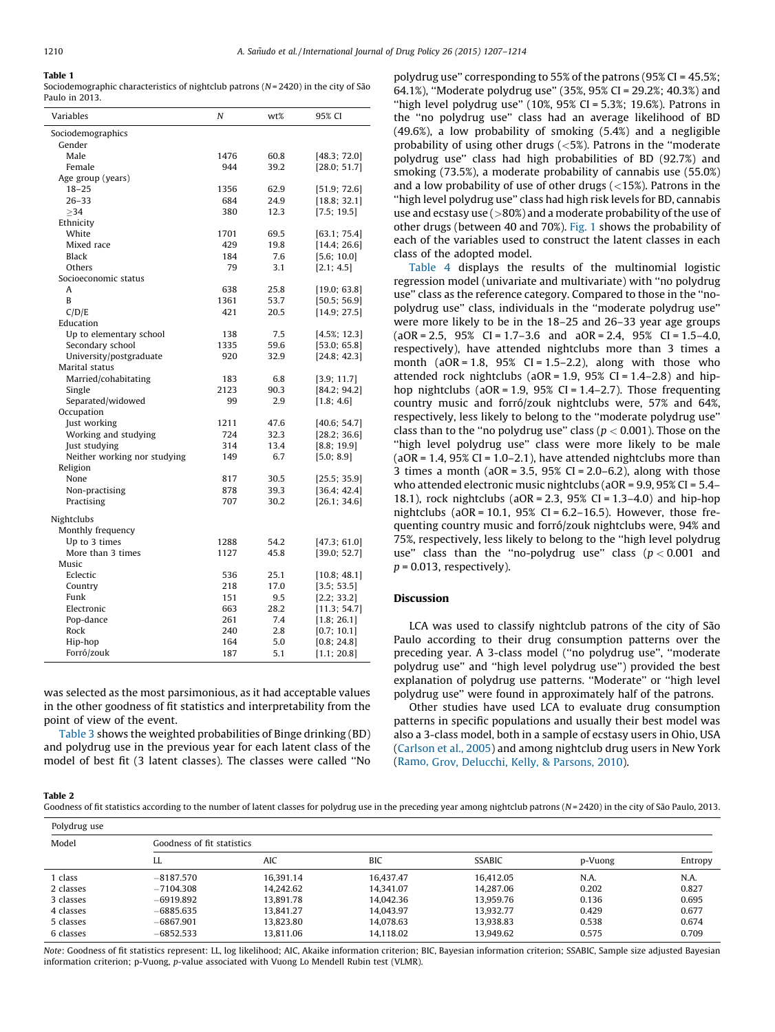**Table 1**
Sociodemographic characteristics of nightclub patrons ($N$ = 2420) in the city of São Paulo in 2013.

| Variables | N | wt% | 95% CI |
|---|---|---|---|
| Sociodemographics | | | |
| Gender | | | |
| Male | 1476 | 60.8 | [48.3; 72.0] |
| Female | 944 | 39.2 | [28.0; 51.7] |
| Age group (years) | | | |
| 18–25 | 1356 | 62.9 | [51.9; 72.6] |
| 26–33 | 684 | 24.9 | [18.8; 32.1] |
| ≥34 | 380 | 12.3 | [7.5; 19.5] |
| Ethnicity | | | |
| White | 1701 | 69.5 | [63.1; 75.4] |
| Mixed race | 429 | 19.8 | [14.4; 26.6] |
| Black | 184 | 7.6 | [5.6; 10.0] |
| Others | 79 | 3.1 | [2.1; 4.5] |
| Socioeconomic status | | | |
| A | 638 | 25.8 | [19.0; 63.8] |
| B | 1361 | 53.7 | [50.5; 56.9] |
| C/D/E | 421 | 20.5 | [14.9; 27.5] |
| Education | | | |
| Up to elementary school | 138 | 7.5 | [4.5%; 12.3] |
| Secondary school | 1335 | 59.6 | [53.0; 65.8] |
| University/postgraduate | 920 | 32.9 | [24.8; 42.3] |
| Marital status | | | |
| Married/cohabitating | 183 | 6.8 | [3.9; 11.7] |
| Single | 2123 | 90.3 | [84.2; 94.2] |
| Separated/widowed | 99 | 2.9 | [1.8; 4.6] |
| Occupation | | | |
| Just working | 1211 | 47.6 | [40.6; 54.7] |
| Working and studying | 724 | 32.3 | [28.2; 36.6] |
| Just studying | 314 | 13.4 | [8.8; 19.9] |
| Neither working nor studying | 149 | 6.7 | [5.0; 8.9] |
| Religion | | | |
| None | 817 | 30.5 | [25.5; 35.9] |
| Non-practising | 878 | 39.3 | [36.4; 42.4] |
| Practising | 707 | 30.2 | [26.1; 34.6] |
| Nightclubs | | | |
| Monthly frequency | | | |
| Up to 3 times | 1288 | 54.2 | [47.3; 61.0] |
| More than 3 times | 1127 | 45.8 | [39.0; 52.7] |
| Music | | | |
| Eclectic | 536 | 25.1 | [10.8; 48.1] |
| Country | 218 | 17.0 | [3.5; 53.5] |
| Funk | 151 | 9.5 | [2.2; 33.2] |
| Electronic | 663 | 28.2 | [11.3; 54.7] |
| Pop-dance | 261 | 7.4 | [1.8; 26.1] |
| Rock | 240 | 2.8 | [0.7; 10.1] |
| Hip-hop | 164 | 5.0 | [0.8; 24.8] |
| Forró/zouk | 187 | 5.1 | [1.1; 20.8] |

was selected as the most parsimonious, as it had acceptable values in the other goodness of fit statistics and interpretability from the point of view of the event.

Table 3 shows the weighted probabilities of Binge drinking (BD) and polydrug use in the previous year for each latent class of the model of best fit (3 latent classes). The classes were called "No polydrug use" corresponding to 55% of the patrons (95% CI = 45.5%; 64.1%), "Moderate polydrug use" (35%, 95% CI = 29.2%; 40.3%) and "high level polydrug use" (10%, 95% CI = 5.3%; 19.6%). Patrons in the "no polydrug use" class had an average likelihood of BD (49.6%), a low probability of smoking (5.4%) and a negligible probability of using other drugs (<5%). Patrons in the "moderate polydrug use" class had high probabilities of BD (92.7%) and smoking (73.5%), a moderate probability of cannabis use (55.0%) and a low probability of use of other drugs (<15%). Patrons in the "high level polydrug use" class had high risk levels for BD, cannabis use and ecstasy use (>80%) and a moderate probability of the use of other drugs (between 40 and 70%). Fig. 1 shows the probability of each of the variables used to construct the latent classes in each class of the adopted model.

Table 4 displays the results of the multinomial logistic regression model (univariate and multivariate) with "no polydrug use" class as the reference category. Compared to those in the "no-polydrug use" class, individuals in the "moderate polydrug use" were more likely to be in the 18–25 and 26–33 year age groups (aOR = 2.5, 95% CI = 1.7–3.6 and aOR = 2.4, 95% CI = 1.5–4.0, respectively), have attended nightclubs more than 3 times a month (aOR = 1.8, 95% CI = 1.5–2.2), along with those who attended rock nightclubs (aOR = 1.9, 95% CI = 1.4–2.8) and hip-hop nightclubs (aOR = 1.9, 95% CI = 1.4–2.7). Those frequenting country music and forró/zouk nightclubs were, 57% and 64%, respectively, less likely to belong to the "moderate polydrug use" class than to the "no polydrug use" class ($p < 0.001$). Those on the "high level polydrug use" class were more likely to be male (aOR = 1.4, 95% CI = 1.0–2.1), have attended nightclubs more than 3 times a month (aOR = 3.5, 95% CI = 2.0–6.2), along with those who attended electronic music nightclubs (aOR = 9.9, 95% CI = 5.4–18.1), rock nightclubs (aOR = 2.3, 95% CI = 1.3–4.0) and hip-hop nightclubs (aOR = 10.1, 95% CI = 6.2–16.5). However, those frequenting country music and forró/zouk nightclubs were, 94% and 75%, respectively, less likely to belong to the "high level polydrug use" class than the "no-polydrug use" class ($p < 0.001$ and $p = 0.013$, respectively).

## Discussion

LCA was used to classify nightclub patrons of the city of São Paulo according to their drug consumption patterns over the preceding year. A 3-class model ("no polydrug use", "moderate polydrug use" and "high level polydrug use") provided the best explanation of polydrug use patterns. "Moderate" or "high level polydrug use" were found in approximately half of the patrons.

Other studies have used LCA to evaluate drug consumption patterns in specific populations and usually their best model was also a 3-class model, both in a sample of ecstasy users in Ohio, USA (Carlson et al., 2005) and among nightclub drug users in New York (Ramo, Grov, Delucchi, Kelly, & Parsons, 2010).

**Table 2**
Goodness of fit statistics according to the number of latent classes for polydrug use in the preceding year among nightclub patrons ($N$ = 2420) in the city of São Paulo, 2013.

| Polydrug use | | | | | | |
|---|---|---|---|---|---|---|
| Model | Goodness of fit statistics | | | | | |
| | LL | AIC | BIC | SSABIC | p-Vuong | Entropy |
| 1 class | −8187.570 | 16,391.14 | 16,437.47 | 16,412.05 | N.A. | N.A. |
| 2 classes | −7104.308 | 14,242.62 | 14,341.07 | 14,287.06 | 0.202 | 0.827 |
| 3 classes | −6919.892 | 13,891.78 | 14,042.36 | 13,959.76 | 0.136 | 0.695 |
| 4 classes | −6885.635 | 13,841.27 | 14,043.97 | 13,932.77 | 0.429 | 0.677 |
| 5 classes | −6867.901 | 13,823.80 | 14,078.63 | 13,938.83 | 0.538 | 0.674 |
| 6 classes | −6852.533 | 13,811.06 | 14,118.02 | 13,949.62 | 0.575 | 0.709 |

*Note*: Goodness of fit statistics represent: LL, log likelihood; AIC, Akaike information criterion; BIC, Bayesian information criterion; SSABIC, Sample size adjusted Bayesian information criterion; p-Vuong, $p$-value associated with Vuong Lo Mendell Rubin test (VLMR).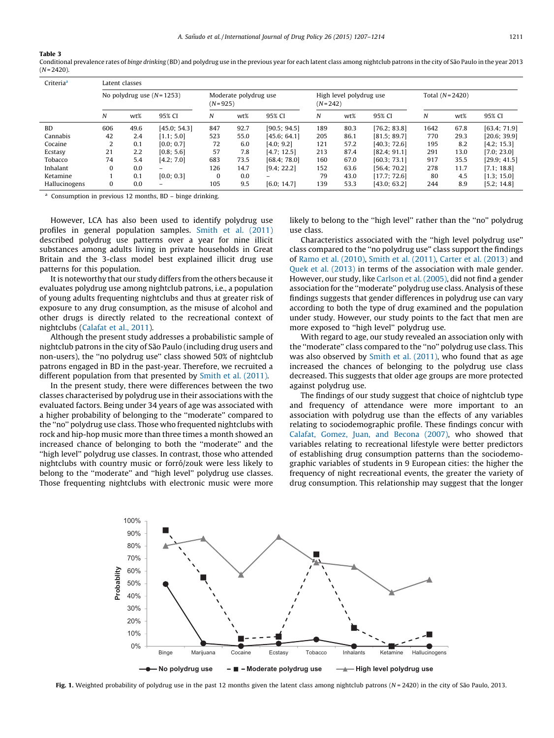**Table 3**
Conditional prevalence rates of *binge drinking* (BD) and polydrug use in the previous year for each latent class among nightclub patrons in the city of São Paulo in the year 2013 (N = 2420).

| Criteria[a] | Latent classes | | | | | | | | | | | |
|---|---|---|---|---|---|---|---|---|---|---|---|---|
| | No polydrug use (N = 1253) | | | Moderate polydrug use (N = 925) | | | High level polydrug use (N = 242) | | | Total (N = 2420) | | |
| | N | wt% | 95% CI | N | wt% | 95% CI | N | wt% | 95% CI | N | wt% | 95% CI |
| BD | 606 | 49.6 | [45.0; 54.3] | 847 | 92.7 | [90.5; 94.5] | 189 | 80.3 | [76.2; 83.8] | 1642 | 67.8 | [63.4; 71.9] |
| Cannabis | 42 | 2.4 | [1.1; 5.0] | 523 | 55.0 | [45.6; 64.1] | 205 | 86.1 | [81.5; 89.7] | 770 | 29.3 | [20.6; 39.9] |
| Cocaine | 2 | 0.1 | [0.0; 0.7] | 72 | 6.0 | [4.0; 9.2] | 121 | 57.2 | [40.3; 72.6] | 195 | 8.2 | [4.2; 15.3] |
| Ecstasy | 21 | 2.2 | [0.8; 5.6] | 57 | 7.8 | [4.7; 12.5] | 213 | 87.4 | [82.4; 91.1] | 291 | 13.0 | [7.0; 23.0] |
| Tobacco | 74 | 5.4 | [4.2; 7.0] | 683 | 73.5 | [68.4; 78.0] | 160 | 67.0 | [60.3; 73.1] | 917 | 35.5 | [29.9; 41.5] |
| Inhalant | 0 | 0.0 | – | 126 | 14.7 | [9.4; 22.2] | 152 | 63.6 | [56.4; 70.2] | 278 | 11.7 | [7.1; 18.8] |
| Ketamine | 1 | 0.1 | [0.0; 0.3] | 0 | 0.0 | – | 79 | 43.0 | [17.7; 72.6] | 80 | 4.5 | [1.3; 15.0] |
| Hallucinogens | 0 | 0.0 | – | 105 | 9.5 | [6.0; 14.7] | 139 | 53.3 | [43.0; 63.2] | 244 | 8.9 | [5.2; 14.8] |

[a] Consumption in previous 12 months, BD – binge drinking.

However, LCA has also been used to identify polydrug use profiles in general population samples. Smith et al. (2011) described polydrug use patterns over a year for nine illicit substances among adults living in private households in Great Britain and the 3-class model best explained illicit drug use patterns for this population.

It is noteworthy that our study differs from the others because it evaluates polydrug use among nightclub patrons, i.e., a population of young adults frequenting nightclubs and thus at greater risk of exposure to any drug consumption, as the misuse of alcohol and other drugs is directly related to the recreational context of nightclubs (Calafat et al., 2011).

Although the present study addresses a probabilistic sample of nightclub patrons in the city of São Paulo (including drug users and non-users), the "no polydrug use" class showed 50% of nightclub patrons engaged in BD in the past-year. Therefore, we recruited a different population from that presented by Smith et al. (2011).

In the present study, there were differences between the two classes characterised by polydrug use in their associations with the evaluated factors. Being under 34 years of age was associated with a higher probability of belonging to the "moderate" compared to the "no" polydrug use class. Those who frequented nightclubs with rock and hip-hop music more than three times a month showed an increased chance of belonging to both the "moderate" and the "high level" polydrug use classes. In contrast, those who attended nightclubs with country music or forró/zouk were less likely to belong to the "moderate" and "high level" polydrug use classes. Those frequenting nightclubs with electronic music were more likely to belong to the "high level" rather than the "no" polydrug use class.

Characteristics associated with the "high level polydrug use" class compared to the "no polydrug use" class support the findings of Ramo et al. (2010), Smith et al. (2011), Carter et al. (2013) and Quek et al. (2013) in terms of the association with male gender. However, our study, like Carlson et al. (2005), did not find a gender association for the "moderate" polydrug use class. Analysis of these findings suggests that gender differences in polydrug use can vary according to both the type of drug examined and the population under study. However, our study points to the fact that men are more exposed to "high level" polydrug use.

With regard to age, our study revealed an association only with the "moderate" class compared to the "no" polydrug use class. This was also observed by Smith et al. (2011), who found that as age increased the chances of belonging to the polydrug use class decreased. This suggests that older age groups are more protected against polydrug use.

The findings of our study suggest that choice of nightclub type and frequency of attendance were more important to an association with polydrug use than the effects of any variables relating to sociodemographic profile. These findings concur with Calafat, Gomez, Juan, and Becona (2007), who showed that variables relating to recreational lifestyle were better predictors of establishing drug consumption patterns than the sociodemographic variables of students in 9 European cities: the higher the frequency of night recreational events, the greater the variety of drug consumption. This relationship may suggest that the longer

**Fig. 1.** Weighted probability of polydrug use in the past 12 months given the latent class among nightclub patrons (N = 2420) in the city of São Paulo, 2013.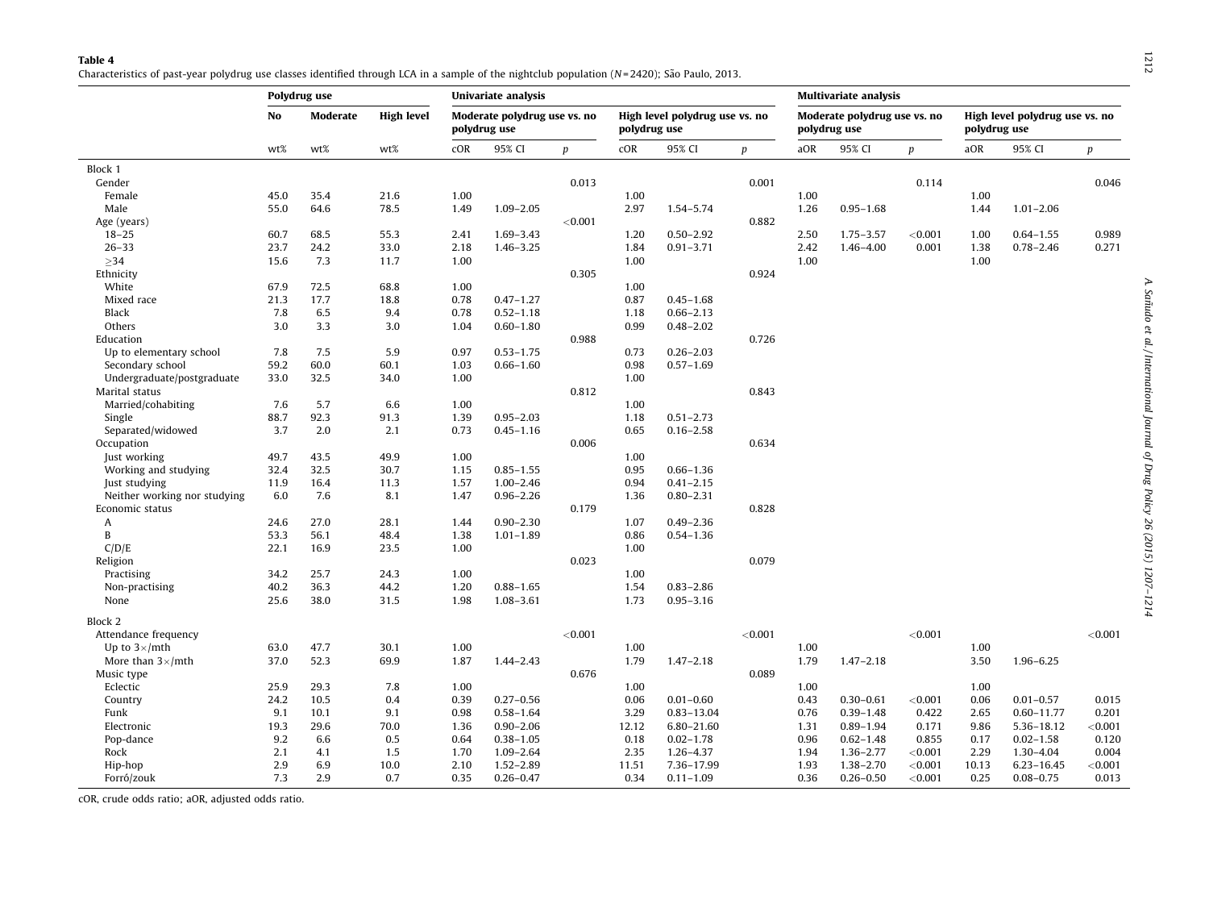**Table 4**
Characteristics of past-year polydrug use classes identified through LCA in a sample of the nightclub population (N = 2420); São Paulo, 2013.

| | Polydrug use | | | Univariate analysis | | | | | | Multivariate analysis | | | | | |
|---|---|---|---|---|---|---|---|---|---|---|---|---|---|---|---|
| | No | Moderate | High level | Moderate polydrug use vs. no polydrug use | | | High level polydrug use vs. no polydrug use | | | Moderate polydrug use vs. no polydrug use | | | High level polydrug use vs. no polydrug use | | |
| | wt% | wt% | wt% | cOR | 95% CI | p | cOR | 95% CI | p | aOR | 95% CI | p | aOR | 95% CI | p |
| Block 1 | | | | | | | | | | | | | | | |
| Gender | | | | | | 0.013 | | | 0.001 | | | 0.114 | | | 0.046 |
| Female | 45.0 | 35.4 | 21.6 | 1.00 | | | 1.00 | | | 1.00 | | | 1.00 | | |
| Male | 55.0 | 64.6 | 78.5 | 1.49 | 1.09–2.05 | | 2.97 | 1.54–5.74 | | 1.26 | 0.95–1.68 | | 1.44 | 1.01–2.06 | |
| Age (years) | | | | | | <0.001 | | | 0.882 | | | | | | |
| 18–25 | 60.7 | 68.5 | 55.3 | 2.41 | 1.69–3.43 | | 1.20 | 0.50–2.92 | | 2.50 | 1.75–3.57 | <0.001 | 1.00 | 0.64–1.55 | 0.989 |
| 26–33 | 23.7 | 24.2 | 33.0 | 2.18 | 1.46–3.25 | | 1.84 | 0.91–3.71 | | 2.42 | 1.46–4.00 | 0.001 | 1.38 | 0.78–2.46 | 0.271 |
| ≥34 | 15.6 | 7.3 | 11.7 | 1.00 | | | 1.00 | | | 1.00 | | | 1.00 | | |
| Ethnicity | | | | | | 0.305 | | | 0.924 | | | | | | |
| White | 67.9 | 72.5 | 68.8 | 1.00 | | | 1.00 | | | | | | | | |
| Mixed race | 21.3 | 17.7 | 18.8 | 0.78 | 0.47–1.27 | | 0.87 | 0.45–1.68 | | | | | | | |
| Black | 7.8 | 6.5 | 9.4 | 0.78 | 0.52–1.18 | | 1.18 | 0.66–2.13 | | | | | | | |
| Others | 3.0 | 3.3 | 3.0 | 1.04 | 0.60–1.80 | | 0.99 | 0.48–2.02 | | | | | | | |
| Education | | | | | | 0.988 | | | 0.726 | | | | | | |
| Up to elementary school | 7.8 | 7.5 | 5.9 | 0.97 | 0.53–1.75 | | 0.73 | 0.26–2.03 | | | | | | | |
| Secondary school | 59.2 | 60.0 | 60.1 | 1.03 | 0.66–1.60 | | 0.98 | 0.57–1.69 | | | | | | | |
| Undergraduate/postgraduate | 33.0 | 32.5 | 34.0 | 1.00 | | | 1.00 | | | | | | | | |
| Marital status | | | | | | 0.812 | | | 0.843 | | | | | | |
| Married/cohabiting | 7.6 | 5.7 | 6.6 | 1.00 | | | 1.00 | | | | | | | | |
| Single | 88.7 | 92.3 | 91.3 | 1.39 | 0.95–2.03 | | 1.18 | 0.51–2.73 | | | | | | | |
| Separated/widowed | 3.7 | 2.0 | 2.1 | 0.73 | 0.45–1.16 | | 0.65 | 0.16–2.58 | | | | | | | |
| Occupation | | | | | | 0.006 | | | 0.634 | | | | | | |
| Just working | 49.7 | 43.5 | 49.9 | 1.00 | | | 1.00 | | | | | | | | |
| Working and studying | 32.4 | 32.5 | 30.7 | 1.15 | 0.85–1.55 | | 0.95 | 0.66–1.36 | | | | | | | |
| Just studying | 11.9 | 16.4 | 11.3 | 1.57 | 1.00–2.46 | | 0.94 | 0.41–2.15 | | | | | | | |
| Neither working nor studying | 6.0 | 7.6 | 8.1 | 1.47 | 0.96–2.26 | | 1.36 | 0.80–2.31 | | | | | | | |
| Economic status | | | | | | 0.179 | | | 0.828 | | | | | | |
| A | 24.6 | 27.0 | 28.1 | 1.44 | 0.90–2.30 | | 1.07 | 0.49–2.36 | | | | | | | |
| B | 53.3 | 56.1 | 48.4 | 1.38 | 1.01–1.89 | | 0.86 | 0.54–1.36 | | | | | | | |
| C/D/E | 22.1 | 16.9 | 23.5 | 1.00 | | | 1.00 | | | | | | | | |
| Religion | | | | | | 0.023 | | | 0.079 | | | | | | |
| Practising | 34.2 | 25.7 | 24.3 | 1.00 | | | 1.00 | | | | | | | | |
| Non-practising | 40.2 | 36.3 | 44.2 | 1.20 | 0.88–1.65 | | 1.54 | 0.83–2.86 | | | | | | | |
| None | 25.6 | 38.0 | 31.5 | 1.98 | 1.08–3.61 | | 1.73 | 0.95–3.16 | | | | | | | |
| Block 2 | | | | | | | | | | | | | | | |
| Attendance frequency | | | | | | <0.001 | | | <0.001 | | | <0.001 | | | <0.001 |
| Up to 3×/mth | 63.0 | 47.7 | 30.1 | 1.00 | | | 1.00 | | | 1.00 | | | 1.00 | | |
| More than 3×/mth | 37.0 | 52.3 | 69.9 | 1.87 | 1.44–2.43 | | 1.79 | 1.47–2.18 | | 1.79 | 1.47–2.18 | | 3.50 | 1.96–6.25 | |
| Music type | | | | | | 0.676 | | | 0.089 | | | | | | |
| Eclectic | 25.9 | 29.3 | 7.8 | 1.00 | | | 1.00 | | | 1.00 | | | 1.00 | | |
| Country | 24.2 | 10.5 | 0.4 | 0.39 | 0.27–0.56 | | 0.06 | 0.01–0.60 | | 0.43 | 0.30–0.61 | <0.001 | 0.06 | 0.01–0.57 | 0.015 |
| Funk | 9.1 | 10.1 | 9.1 | 0.98 | 0.58–1.64 | | 3.29 | 0.83–13.04 | | 0.76 | 0.39–1.48 | 0.422 | 2.65 | 0.60–11.77 | 0.201 |
| Electronic | 19.3 | 29.6 | 70.0 | 1.36 | 0.90–2.06 | | 12.12 | 6.80–21.60 | | 1.31 | 0.89–1.94 | 0.171 | 9.86 | 5.36–18.12 | <0.001 |
| Pop-dance | 9.2 | 6.6 | 0.5 | 0.64 | 0.38–1.05 | | 0.18 | 0.02–1.78 | | 0.96 | 0.62–1.48 | 0.855 | 0.17 | 0.02–1.58 | 0.120 |
| Rock | 2.1 | 4.1 | 1.5 | 1.70 | 1.09–2.64 | | 2.35 | 1.26–4.37 | | 1.94 | 1.36–2.77 | <0.001 | 2.29 | 1.30–4.04 | 0.004 |
| Hip-hop | 2.9 | 6.9 | 10.0 | 2.10 | 1.52–2.89 | | 11.51 | 7.36–17.99 | | 1.93 | 1.38–2.70 | <0.001 | 10.13 | 6.23–16.45 | <0.001 |
| Forró/zouk | 7.3 | 2.9 | 0.7 | 0.35 | 0.26–0.47 | | 0.34 | 0.11–1.09 | | 0.36 | 0.26–0.50 | <0.001 | 0.25 | 0.08–0.75 | 0.013 |

cOR, crude odds ratio; aOR, adjusted odds ratio.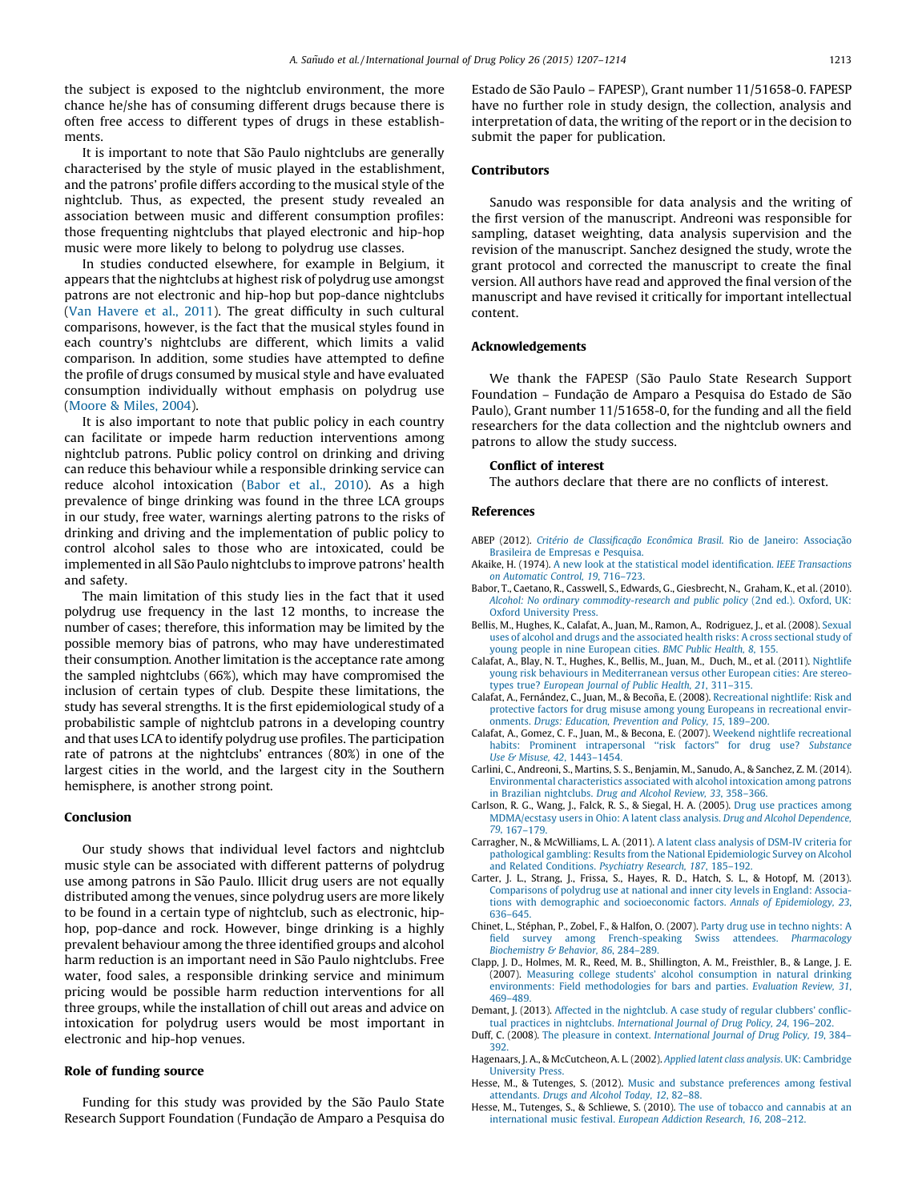the subject is exposed to the nightclub environment, the more chance he/she has of consuming different drugs because there is often free access to different types of drugs in these establishments.

It is important to note that São Paulo nightclubs are generally characterised by the style of music played in the establishment, and the patrons' profile differs according to the musical style of the nightclub. Thus, as expected, the present study revealed an association between music and different consumption profiles: those frequenting nightclubs that played electronic and hip-hop music were more likely to belong to polydrug use classes.

In studies conducted elsewhere, for example in Belgium, it appears that the nightclubs at highest risk of polydrug use amongst patrons are not electronic and hip-hop but pop-dance nightclubs (Van Havere et al., 2011). The great difficulty in such cultural comparisons, however, is the fact that the musical styles found in each country's nightclubs are different, which limits a valid comparison. In addition, some studies have attempted to define the profile of drugs consumed by musical style and have evaluated consumption individually without emphasis on polydrug use (Moore & Miles, 2004).

It is also important to note that public policy in each country can facilitate or impede harm reduction interventions among nightclub patrons. Public policy control on drinking and driving can reduce this behaviour while a responsible drinking service can reduce alcohol intoxication (Babor et al., 2010). As a high prevalence of binge drinking was found in the three LCA groups in our study, free water, warnings alerting patrons to the risks of drinking and driving and the implementation of public policy to control alcohol sales to those who are intoxicated, could be implemented in all São Paulo nightclubs to improve patrons' health and safety.

The main limitation of this study lies in the fact that it used polydrug use frequency in the last 12 months, to increase the number of cases; therefore, this information may be limited by the possible memory bias of patrons, who may have underestimated their consumption. Another limitation is the acceptance rate among the sampled nightclubs (66%), which may have compromised the inclusion of certain types of club. Despite these limitations, the study has several strengths. It is the first epidemiological study of a probabilistic sample of nightclub patrons in a developing country and that uses LCA to identify polydrug use profiles. The participation rate of patrons at the nightclubs' entrances (80%) in one of the largest cities in the world, and the largest city in the Southern hemisphere, is another strong point.

## Conclusion

Our study shows that individual level factors and nightclub music style can be associated with different patterns of polydrug use among patrons in São Paulo. Illicit drug users are not equally distributed among the venues, since polydrug users are more likely to be found in a certain type of nightclub, such as electronic, hip-hop, pop-dance and rock. However, binge drinking is a highly prevalent behaviour among the three identified groups and alcohol harm reduction is an important need in São Paulo nightclubs. Free water, food sales, a responsible drinking service and minimum pricing would be possible harm reduction interventions for all three groups, while the installation of chill out areas and advice on intoxication for polydrug users would be most important in electronic and hip-hop venues.

## Role of funding source

Funding for this study was provided by the São Paulo State Research Support Foundation (Fundação de Amparo a Pesquisa do Estado de São Paulo – FAPESP), Grant number 11/51658-0. FAPESP have no further role in study design, the collection, analysis and interpretation of data, the writing of the report or in the decision to submit the paper for publication.

## Contributors

Sanudo was responsible for data analysis and the writing of the first version of the manuscript. Andreoni was responsible for sampling, dataset weighting, data analysis supervision and the revision of the manuscript. Sanchez designed the study, wrote the grant protocol and corrected the manuscript to create the final version. All authors have read and approved the final version of the manuscript and have revised it critically for important intellectual content.

## Acknowledgements

We thank the FAPESP (São Paulo State Research Support Foundation – Fundação de Amparo a Pesquisa do Estado de São Paulo), Grant number 11/51658-0, for the funding and all the field researchers for the data collection and the nightclub owners and patrons to allow the study success.

### Conflict of interest

The authors declare that there are no conflicts of interest.

## References

ABEP (2012). *Critério de Classificação Econômica Brasil*. Rio de Janeiro: Associação Brasileira de Empresas e Pesquisa.

Akaike, H. (1974). A new look at the statistical model identification. *IEEE Transactions on Automatic Control, 19*, 716–723.

Babor, T., Caetano, R., Casswell, S., Edwards, G., Giesbrecht, N., Graham, K., et al. (2010). *Alcohol: No ordinary commodity-research and public policy* (2nd ed.). Oxford, UK: Oxford University Press.

Bellis, M., Hughes, K., Calafat, A., Juan, M., Ramon, A., Rodriguez, J., et al. (2008). Sexual uses of alcohol and drugs and the associated health risks: A cross sectional study of young people in nine European cities. *BMC Public Health, 8*, 155.

Calafat, A., Blay, N. T., Hughes, K., Bellis, M., Juan, M., Duch, M., et al. (2011). Nightlife young risk behaviours in Mediterranean versus other European cities: Are stereotypes true? *European Journal of Public Health, 21*, 311–315.

Calafat, A., Fernández, C., Juan, M., & Becoña, E. (2008). Recreational nightlife: Risk and protective factors for drug misuse among young Europeans in recreational environments. *Drugs: Education, Prevention and Policy, 15*, 189–200.

Calafat, A., Gomez, C. F., Juan, M., & Becona, E. (2007). Weekend nightlife recreational habits: Prominent intrapersonal "risk factors" for drug use? *Substance Use & Misuse, 42*, 1443–1454.

Carlini, C., Andreoni, S., Martins, S. S., Benjamin, M., Sanudo, A., & Sanchez, Z. M. (2014). Environmental characteristics associated with alcohol intoxication among patrons in Brazilian nightclubs. *Drug and Alcohol Review, 33*, 358–366.

Carlson, R. G., Wang, J., Falck, R. S., & Siegal, H. A. (2005). Drug use practices among MDMA/ecstasy users in Ohio: A latent class analysis. *Drug and Alcohol Dependence, 79*, 167–179.

Carragher, N., & McWilliams, L. A. (2011). A latent class analysis of DSM-IV criteria for pathological gambling: Results from the National Epidemiologic Survey on Alcohol and Related Conditions. *Psychiatry Research, 187*, 185–192.

Carter, J. L., Strang, J., Frissa, S., Hayes, R. D., Hatch, S. L., & Hotopf, M. (2013). Comparisons of polydrug use at national and inner city levels in England: Associations with demographic and socioeconomic factors. *Annals of Epidemiology, 23*, 636–645.

Chinet, L., Stéphan, P., Zobel, F., & Halfon, O. (2007). Party drug use in techno nights: A field survey among French-speaking Swiss attendees. *Pharmacology Biochemistry & Behavior, 86*, 284–289.

Clapp, J. D., Holmes, M. R., Reed, M. B., Shillington, A. M., Freisthler, B., & Lange, J. E. (2007). Measuring college students' alcohol consumption in natural drinking environments: Field methodologies for bars and parties. *Evaluation Review, 31*, 469–489.

Demant, J. (2013). Affected in the nightclub. A case study of regular clubbers' conflictual practices in nightclubs. *International Journal of Drug Policy, 24*, 196–202.

Duff, C. (2008). The pleasure in context. *International Journal of Drug Policy, 19*, 384–392.

Hagenaars, J. A., & McCutcheon, A. L. (2002). *Applied latent class analysis*. UK: Cambridge University Press.

Hesse, M., & Tutenges, S. (2012). Music and substance preferences among festival attendants. *Drugs and Alcohol Today, 12*, 82–88.

Hesse, M., Tutenges, S., & Schliewe, S. (2010). The use of tobacco and cannabis at an international music festival. *European Addiction Research, 16*, 208–212.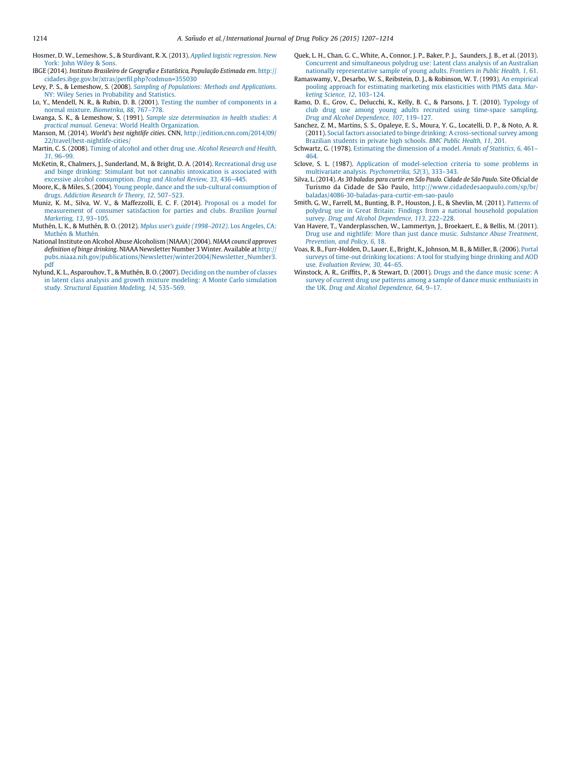Hosmer, D. W., Lemeshow, S., & Sturdivant, R. X. (2013). *Applied logistic regression*. New York: John Wiley & Sons.

IBGE (2014). *Instituto Brasileiro de Geografia e Estatística, População Estimada em*. http://cidades.ibge.gov.br/xtras/perfil.php?codmun=355030

Levy, P. S., & Lemeshow, S. (2008). *Sampling of Populations: Methods and Applications*. NY: Wiley Series in Probability and Statistics.

Lo, Y., Mendell, N. R., & Rubin, D. B. (2001). Testing the number of components in a normal mixture. *Biometrika, 88*, 767–778.

Lwanga, S. K., & Lemeshow, S. (1991). *Sample size determination in health studies: A practical manual*. Geneva: World Health Organization.

Manson, M. (2014). *World's best nightlife cities*. CNN, http://edition.cnn.com/2014/09/22/travel/best-nightlife-cities/

Martin, C. S. (2008). Timing of alcohol and other drug use. *Alcohol Research and Health, 31*, 96–99.

McKetin, R., Chalmers, J., Sunderland, M., & Bright, D. A. (2014). Recreational drug use and binge drinking: Stimulant but not cannabis intoxication is associated with excessive alcohol consumption. *Drug and Alcohol Review, 33*, 436–445.

Moore, K., & Miles, S. (2004). Young people, dance and the sub-cultural consumption of drugs. *Addiction Research & Theory, 12*, 507–523.

Muniz, K. M., Silva, W. V., & Maffezzolli, E. C. F. (2014). Proposal os a model for measurement of consumer satisfaction for parties and clubs. *Brazilian Journal Marketing, 13*, 93–105.

Muthén, L. K., & Muthén, B. O. (2012). *Mplus user's guide (1998–2012)*. Los Angeles, CA: Muthén & Muthén.

National Institute on Alcohol Abuse Alcoholism (NIAAA) (2004). *NIAAA council approves definition of binge drinking*. NIAAA Newsletter Number 3 Winter. Available at http://pubs.niaaa.nih.gov/publications/Newsletter/winter2004/Newsletter_Number3.pdf

Nylund, K. L., Asparouhov, T., & Muthén, B. O. (2007). Deciding on the number of classes in latent class analysis and growth mixture modeling: A Monte Carlo simulation study. *Structural Equation Modeling, 14*, 535–569.

Quek, L. H., Chan, G. C., White, A., Connor, J. P., Baker, P. J., Saunders, J. B., et al. (2013). Concurrent and simultaneous polydrug use: Latent class analysis of an Australian nationally representative sample of young adults. *Frontiers in Public Health, 1*, 61.

Ramaswamy, V., Desarbo, W. S., Reibstein, D. J., & Robinson, W. T. (1993). An empirical pooling approach for estimating marketing mix elasticities with PIMS data. *Marketing Science, 12*, 103–124.

Ramo, D. E., Grov, C., Delucchi, K., Kelly, B. C., & Parsons, J. T. (2010). Typology of club drug use among young adults recruited using time-space sampling. *Drug and Alcohol Dependence, 107*, 119–127.

Sanchez, Z. M., Martins, S. S., Opaleye, E. S., Moura, Y. G., Locatelli, D. P., & Noto, A. R. (2011). Social factors associated to binge drinking: A cross-sectional survey among Brazilian students in private high schools. *BMC Public Health, 11*, 201.

Schwartz, G. (1978). Estimating the dimension of a model. *Annals of Statistics, 6*, 461–464.

Sclove, S. L. (1987). Application of model-selection criteria to some problems in multivariate analysis. *Psychometrika, 52*(3), 333–343.

Silva, L. (2014). *As 30 baladas para curtir em São Paulo. Cidade de São Paulo*. Site Oficial de Turismo da Cidade de São Paulo, http://www.cidadedesaopaulo.com/sp/br/baladas/4086-30-baladas-para-curtir-em-sao-paulo

Smith, G. W., Farrell, M., Bunting, B. P., Houston, J. E., & Shevlin, M. (2011). Patterns of polydrug use in Great Britain: Findings from a national household population survey. *Drug and Alcohol Dependence, 113*, 222–228.

Van Havere, T., Vanderplasschen, W., Lammertyn, J., Broekaert, E., & Bellis, M. (2011). Drug use and nightlife: More than just dance music. *Substance Abuse Treatment, Prevention, and Policy, 6*, 18.

Voas, R. B., Furr-Holden, D., Lauer, E., Bright, K., Johnson, M. B., & Miller, B. (2006). Portal surveys of time-out drinking locations: A tool for studying binge drinking and AOD use. *Evaluation Review, 30*, 44–65.

Winstock, A. R., Griffits, P., & Stewart, D. (2001). Drugs and the dance music scene: A survey of current drug use patterns among a sample of dance music enthusiasts in the UK. *Drug and Alcohol Dependence, 64*, 9–17.